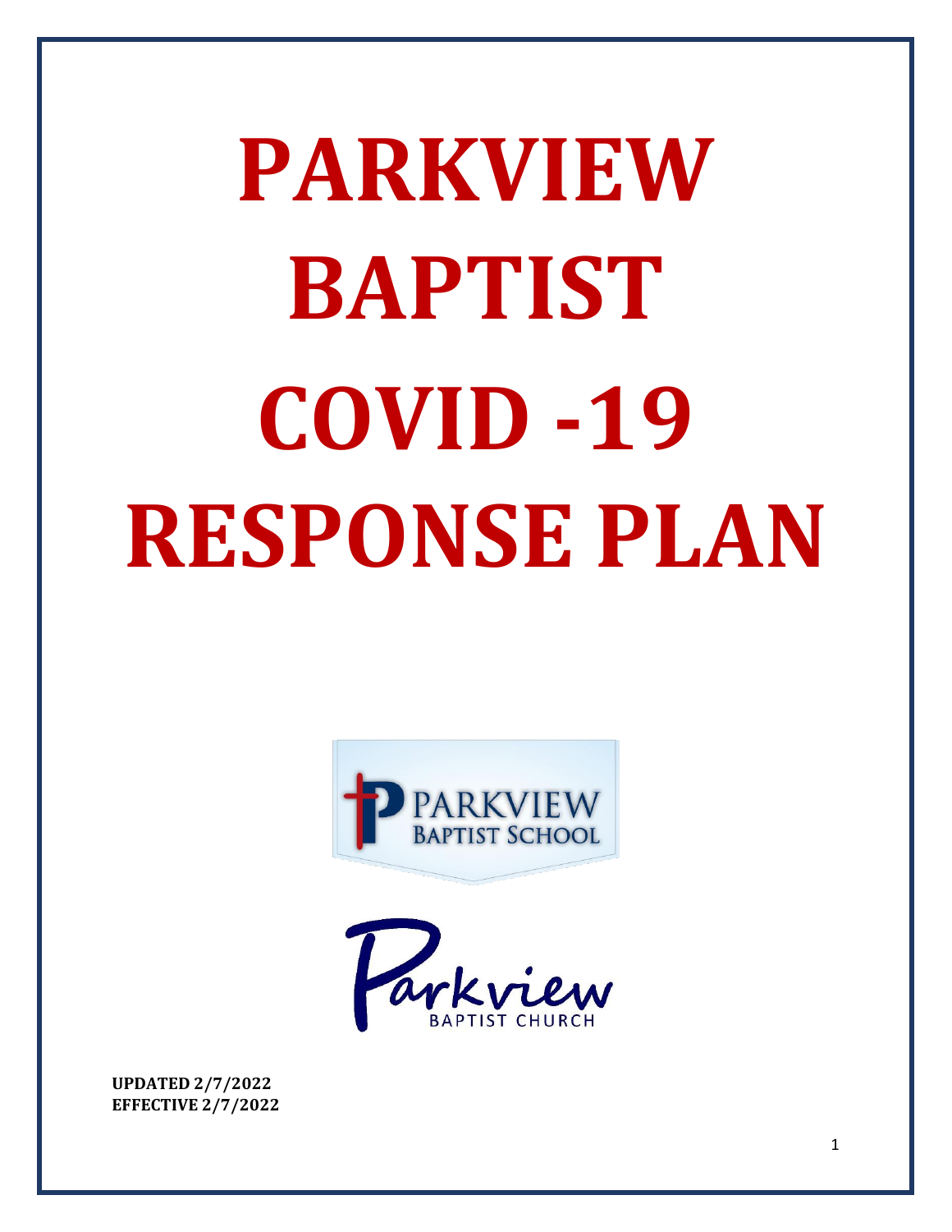# PARKVIEW BAPTIST COVID -19 RESPONSE PLAN

**UPDATED 2/7/2022**
**EFFECTIVE 2/7/2022**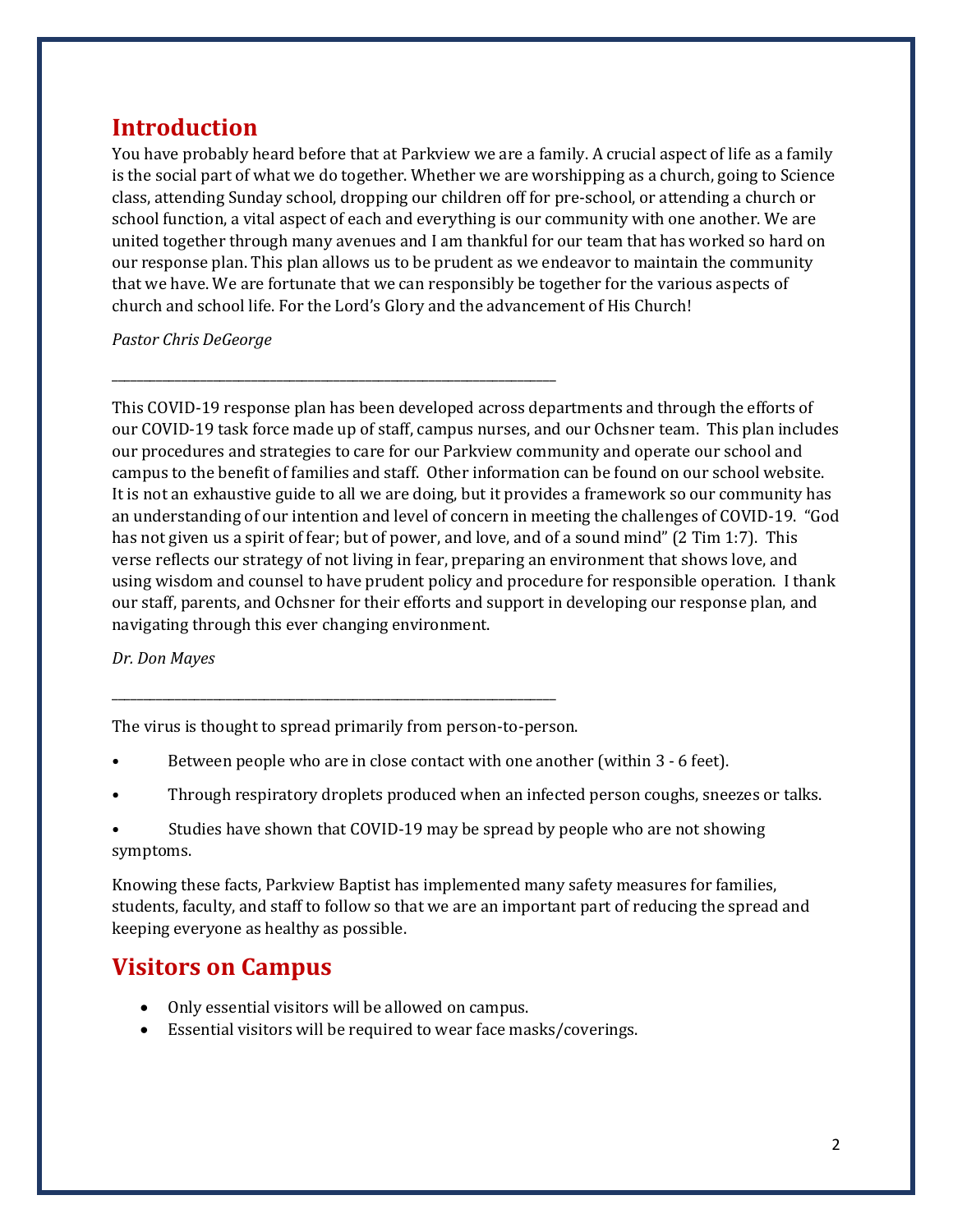## Introduction

You have probably heard before that at Parkview we are a family. A crucial aspect of life as a family is the social part of what we do together. Whether we are worshipping as a church, going to Science class, attending Sunday school, dropping our children off for pre-school, or attending a church or school function, a vital aspect of each and everything is our community with one another. We are united together through many avenues and I am thankful for our team that has worked so hard on our response plan. This plan allows us to be prudent as we endeavor to maintain the community that we have. We are fortunate that we can responsibly be together for the various aspects of church and school life. For the Lord's Glory and the advancement of His Church!

*Pastor Chris DeGeorge*

---

This COVID-19 response plan has been developed across departments and through the efforts of our COVID-19 task force made up of staff, campus nurses, and our Ochsner team. This plan includes our procedures and strategies to care for our Parkview community and operate our school and campus to the benefit of families and staff. Other information can be found on our school website. It is not an exhaustive guide to all we are doing, but it provides a framework so our community has an understanding of our intention and level of concern in meeting the challenges of COVID-19. "God has not given us a spirit of fear; but of power, and love, and of a sound mind" (2 Tim 1:7). This verse reflects our strategy of not living in fear, preparing an environment that shows love, and using wisdom and counsel to have prudent policy and procedure for responsible operation. I thank our staff, parents, and Ochsner for their efforts and support in developing our response plan, and navigating through this ever changing environment.

*Dr. Don Mayes*

---

The virus is thought to spread primarily from person-to-person.

- Between people who are in close contact with one another (within 3 - 6 feet).
- Through respiratory droplets produced when an infected person coughs, sneezes or talks.
- Studies have shown that COVID-19 may be spread by people who are not showing symptoms.

Knowing these facts, Parkview Baptist has implemented many safety measures for families, students, faculty, and staff to follow so that we are an important part of reducing the spread and keeping everyone as healthy as possible.

## Visitors on Campus

- Only essential visitors will be allowed on campus.
- Essential visitors will be required to wear face masks/coverings.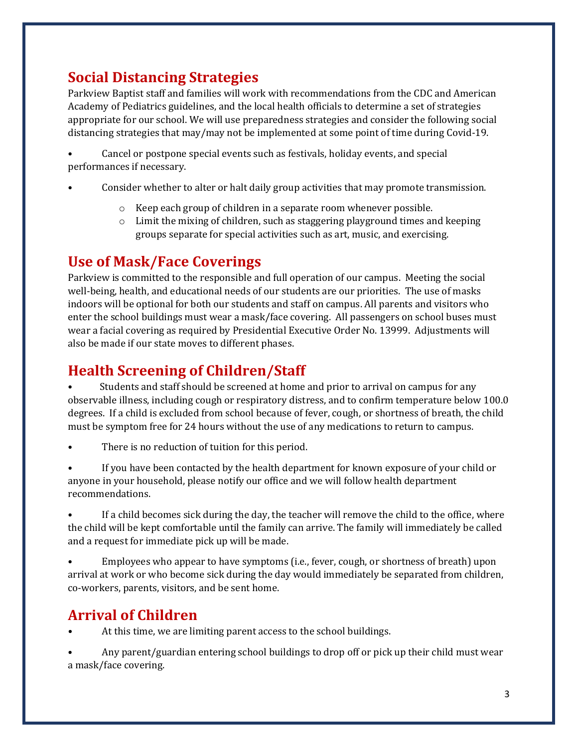## Social Distancing Strategies

Parkview Baptist staff and families will work with recommendations from the CDC and American Academy of Pediatrics guidelines, and the local health officials to determine a set of strategies appropriate for our school. We will use preparedness strategies and consider the following social distancing strategies that may/may not be implemented at some point of time during Covid-19.

- Cancel or postpone special events such as festivals, holiday events, and special performances if necessary.
- Consider whether to alter or halt daily group activities that may promote transmission.
  - Keep each group of children in a separate room whenever possible.
  - Limit the mixing of children, such as staggering playground times and keeping groups separate for special activities such as art, music, and exercising.

## Use of Mask/Face Coverings

Parkview is committed to the responsible and full operation of our campus. Meeting the social well-being, health, and educational needs of our students are our priorities. The use of masks indoors will be optional for both our students and staff on campus. All parents and visitors who enter the school buildings must wear a mask/face covering. All passengers on school buses must wear a facial covering as required by Presidential Executive Order No. 13999. Adjustments will also be made if our state moves to different phases.

## Health Screening of Children/Staff

- Students and staff should be screened at home and prior to arrival on campus for any observable illness, including cough or respiratory distress, and to confirm temperature below 100.0 degrees. If a child is excluded from school because of fever, cough, or shortness of breath, the child must be symptom free for 24 hours without the use of any medications to return to campus.
- There is no reduction of tuition for this period.
- If you have been contacted by the health department for known exposure of your child or anyone in your household, please notify our office and we will follow health department recommendations.
- If a child becomes sick during the day, the teacher will remove the child to the office, where the child will be kept comfortable until the family can arrive. The family will immediately be called and a request for immediate pick up will be made.
- Employees who appear to have symptoms (i.e., fever, cough, or shortness of breath) upon arrival at work or who become sick during the day would immediately be separated from children, co-workers, parents, visitors, and be sent home.

## Arrival of Children

- At this time, we are limiting parent access to the school buildings.
- Any parent/guardian entering school buildings to drop off or pick up their child must wear a mask/face covering.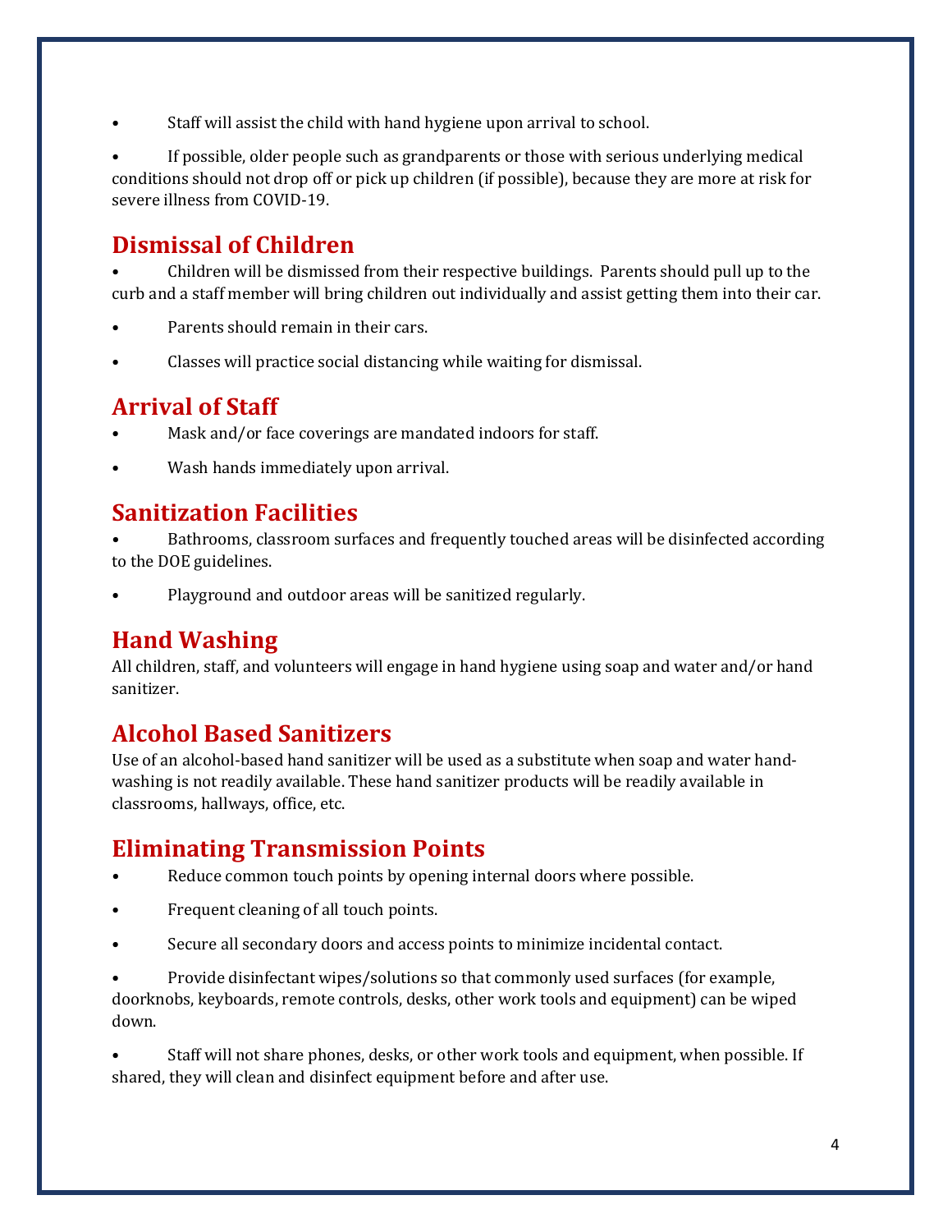- Staff will assist the child with hand hygiene upon arrival to school.
- If possible, older people such as grandparents or those with serious underlying medical conditions should not drop off or pick up children (if possible), because they are more at risk for severe illness from COVID-19.

## Dismissal of Children

- Children will be dismissed from their respective buildings. Parents should pull up to the curb and a staff member will bring children out individually and assist getting them into their car.
- Parents should remain in their cars.
- Classes will practice social distancing while waiting for dismissal.

## Arrival of Staff

- Mask and/or face coverings are mandated indoors for staff.
- Wash hands immediately upon arrival.

## Sanitization Facilities

- Bathrooms, classroom surfaces and frequently touched areas will be disinfected according to the DOE guidelines.
- Playground and outdoor areas will be sanitized regularly.

## Hand Washing

All children, staff, and volunteers will engage in hand hygiene using soap and water and/or hand sanitizer.

## Alcohol Based Sanitizers

Use of an alcohol-based hand sanitizer will be used as a substitute when soap and water hand-washing is not readily available. These hand sanitizer products will be readily available in classrooms, hallways, office, etc.

## Eliminating Transmission Points

- Reduce common touch points by opening internal doors where possible.
- Frequent cleaning of all touch points.
- Secure all secondary doors and access points to minimize incidental contact.
- Provide disinfectant wipes/solutions so that commonly used surfaces (for example, doorknobs, keyboards, remote controls, desks, other work tools and equipment) can be wiped down.
- Staff will not share phones, desks, or other work tools and equipment, when possible. If shared, they will clean and disinfect equipment before and after use.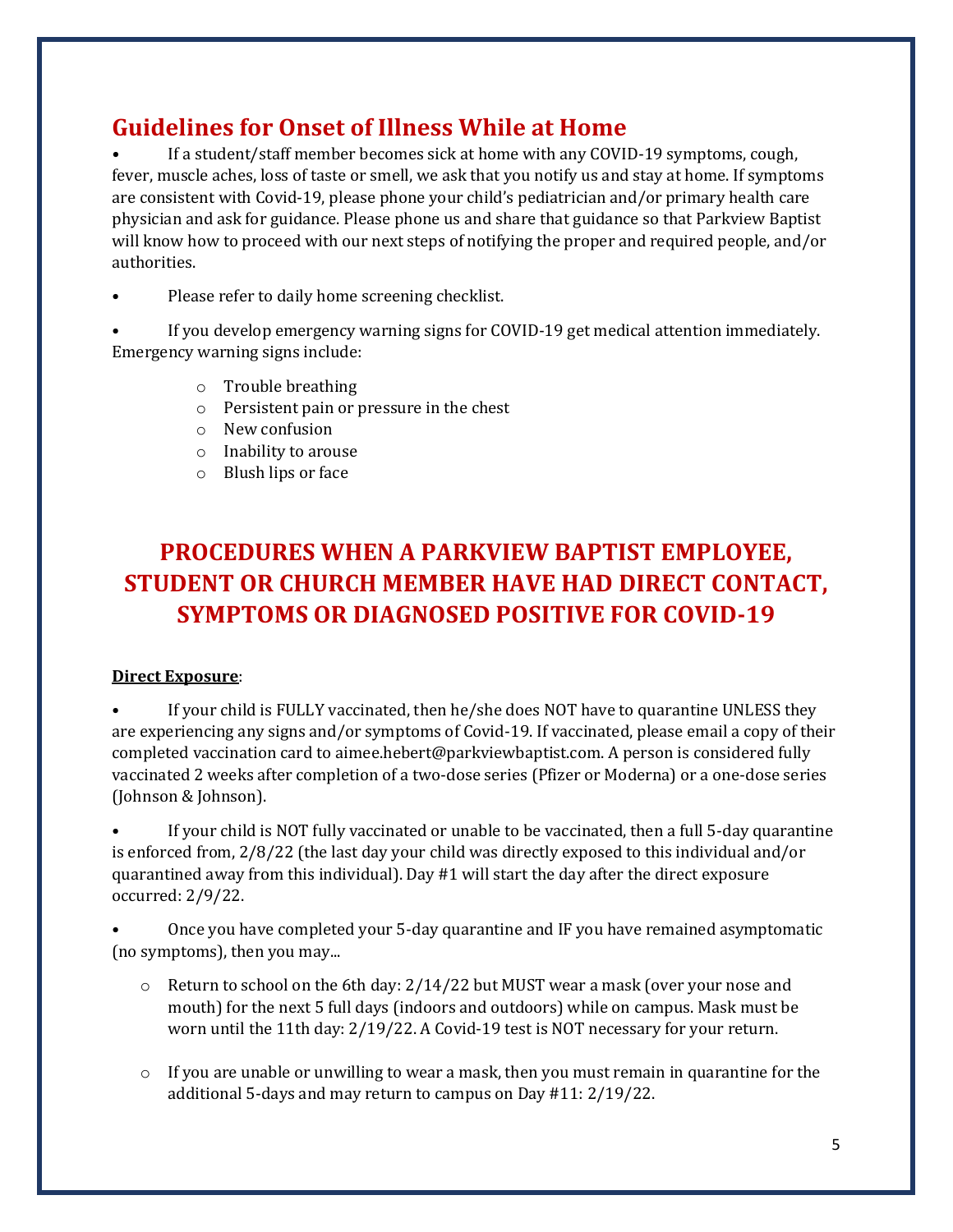## Guidelines for Onset of Illness While at Home

- If a student/staff member becomes sick at home with any COVID-19 symptoms, cough, fever, muscle aches, loss of taste or smell, we ask that you notify us and stay at home. If symptoms are consistent with Covid-19, please phone your child's pediatrician and/or primary health care physician and ask for guidance. Please phone us and share that guidance so that Parkview Baptist will know how to proceed with our next steps of notifying the proper and required people, and/or authorities.
- Please refer to daily home screening checklist.
- If you develop emergency warning signs for COVID-19 get medical attention immediately. Emergency warning signs include:
  - Trouble breathing
  - Persistent pain or pressure in the chest
  - New confusion
  - Inability to arouse
  - Blush lips or face

## PROCEDURES WHEN A PARKVIEW BAPTIST EMPLOYEE, STUDENT OR CHURCH MEMBER HAVE HAD DIRECT CONTACT, SYMPTOMS OR DIAGNOSED POSITIVE FOR COVID-19

**Direct Exposure**:

- If your child is FULLY vaccinated, then he/she does NOT have to quarantine UNLESS they are experiencing any signs and/or symptoms of Covid-19. If vaccinated, please email a copy of their completed vaccination card to aimee.hebert@parkviewbaptist.com. A person is considered fully vaccinated 2 weeks after completion of a two-dose series (Pfizer or Moderna) or a one-dose series (Johnson & Johnson).
- If your child is NOT fully vaccinated or unable to be vaccinated, then a full 5-day quarantine is enforced from, 2/8/22 (the last day your child was directly exposed to this individual and/or quarantined away from this individual). Day #1 will start the day after the direct exposure occurred: 2/9/22.
- Once you have completed your 5-day quarantine and IF you have remained asymptomatic (no symptoms), then you may...
  - Return to school on the 6th day: 2/14/22 but MUST wear a mask (over your nose and mouth) for the next 5 full days (indoors and outdoors) while on campus. Mask must be worn until the 11th day: 2/19/22. A Covid-19 test is NOT necessary for your return.
  - If you are unable or unwilling to wear a mask, then you must remain in quarantine for the additional 5-days and may return to campus on Day #11: 2/19/22.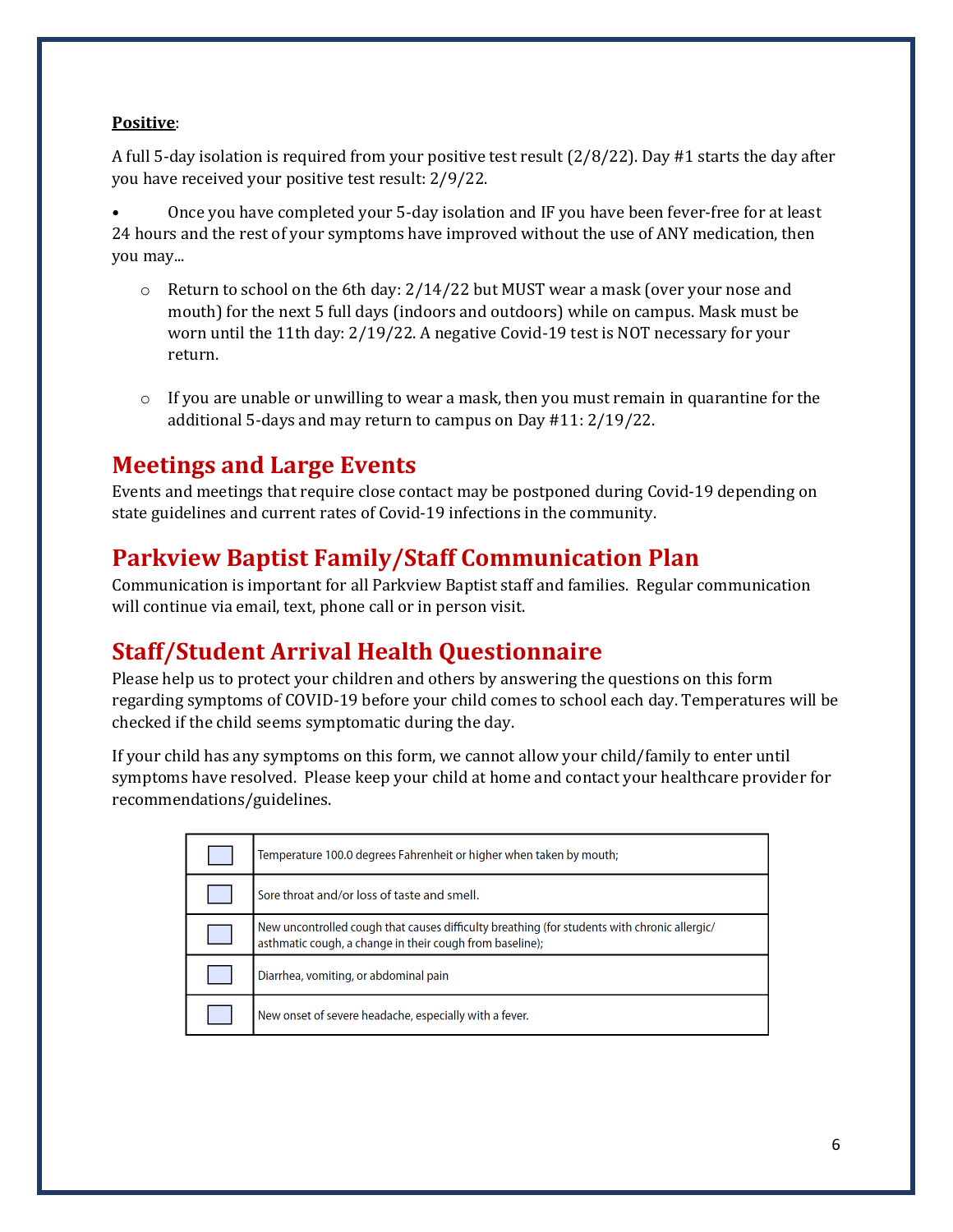**<u>Positive</u>**:

A full 5-day isolation is required from your positive test result (2/8/22). Day #1 starts the day after you have received your positive test result: 2/9/22.

- Once you have completed your 5-day isolation and IF you have been fever-free for at least 24 hours and the rest of your symptoms have improved without the use of ANY medication, then you may...
    - Return to school on the 6th day: 2/14/22 but MUST wear a mask (over your nose and mouth) for the next 5 full days (indoors and outdoors) while on campus. Mask must be worn until the 11th day: 2/19/22. A negative Covid-19 test is NOT necessary for your return.
    - If you are unable or unwilling to wear a mask, then you must remain in quarantine for the additional 5-days and may return to campus on Day #11: 2/19/22.

## Meetings and Large Events

Events and meetings that require close contact may be postponed during Covid-19 depending on state guidelines and current rates of Covid-19 infections in the community.

## Parkview Baptist Family/Staff Communication Plan

Communication is important for all Parkview Baptist staff and families. Regular communication will continue via email, text, phone call or in person visit.

## Staff/Student Arrival Health Questionnaire

Please help us to protect your children and others by answering the questions on this form regarding symptoms of COVID-19 before your child comes to school each day. Temperatures will be checked if the child seems symptomatic during the day.

If your child has any symptoms on this form, we cannot allow your child/family to enter until symptoms have resolved. Please keep your child at home and contact your healthcare provider for recommendations/guidelines.

| | |
|---|---|
| ☐ | Temperature 100.0 degrees Fahrenheit or higher when taken by mouth; |
| ☐ | Sore throat and/or loss of taste and smell. |
| ☐ | New uncontrolled cough that causes difficulty breathing (for students with chronic allergic/asthmatic cough, a change in their cough from baseline); |
| ☐ | Diarrhea, vomiting, or abdominal pain |
| ☐ | New onset of severe headache, especially with a fever. |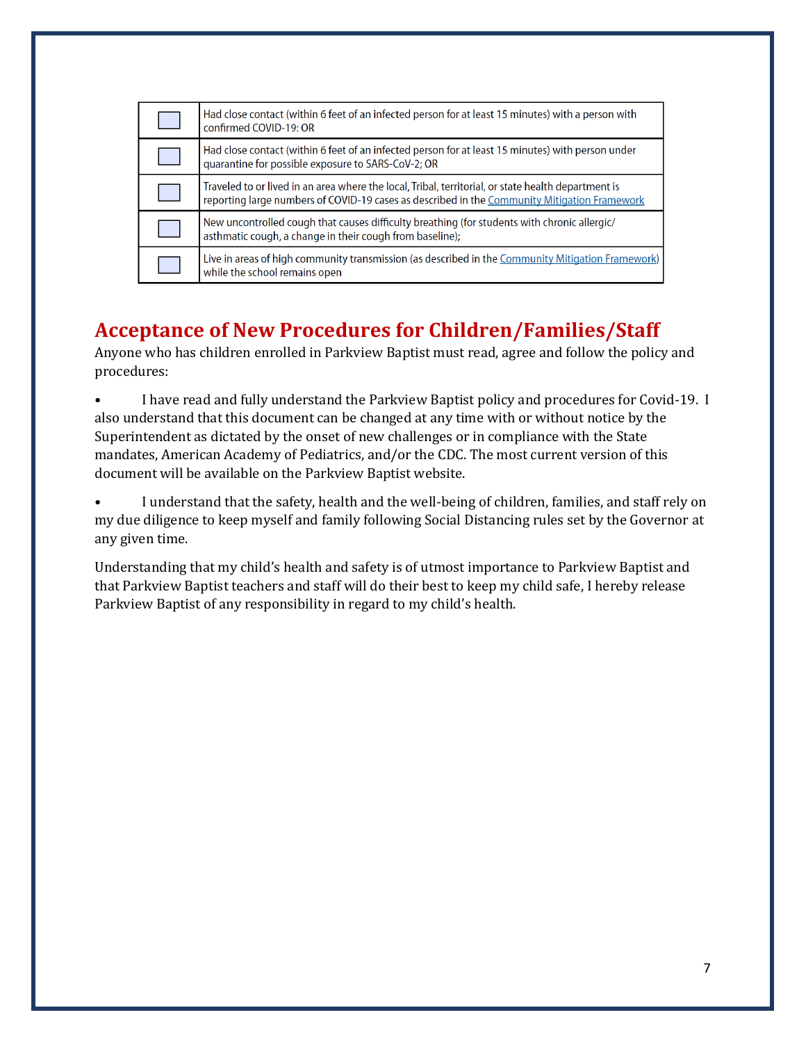| | |
|---|---|
| ☐ | Had close contact (within 6 feet of an infected person for at least 15 minutes) with a person with confirmed COVID-19: OR |
| ☐ | Had close contact (within 6 feet of an infected person for at least 15 minutes) with person under quarantine for possible exposure to SARS-CoV-2; OR |
| ☐ | Traveled to or lived in an area where the local, Tribal, territorial, or state health department is reporting large numbers of COVID-19 cases as described in the Community Mitigation Framework |
| ☐ | New uncontrolled cough that causes difficulty breathing (for students with chronic allergic/ asthmatic cough, a change in their cough from baseline); |
| ☐ | Live in areas of high community transmission (as described in the Community Mitigation Framework) while the school remains open |

## Acceptance of New Procedures for Children/Families/Staff

Anyone who has children enrolled in Parkview Baptist must read, agree and follow the policy and procedures:

- I have read and fully understand the Parkview Baptist policy and procedures for Covid-19. I also understand that this document can be changed at any time with or without notice by the Superintendent as dictated by the onset of new challenges or in compliance with the State mandates, American Academy of Pediatrics, and/or the CDC. The most current version of this document will be available on the Parkview Baptist website.
- I understand that the safety, health and the well-being of children, families, and staff rely on my due diligence to keep myself and family following Social Distancing rules set by the Governor at any given time.

Understanding that my child's health and safety is of utmost importance to Parkview Baptist and that Parkview Baptist teachers and staff will do their best to keep my child safe, I hereby release Parkview Baptist of any responsibility in regard to my child's health.